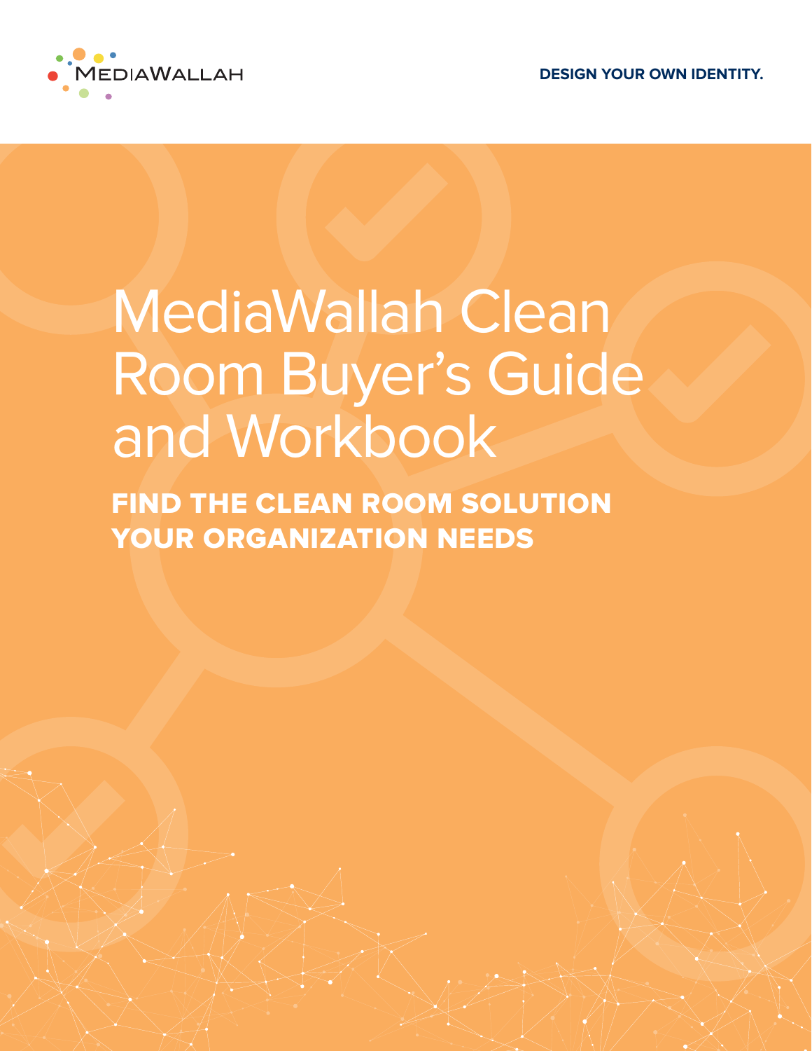MEDIAWALLAH

**DESIGN YOUR OWN IDENTITY.**

# MediaWallah Clean Room Buyer's Guide and Workbook

## FIND THE CLEAN ROOM SOLUTION YOUR ORGANIZATION NEEDS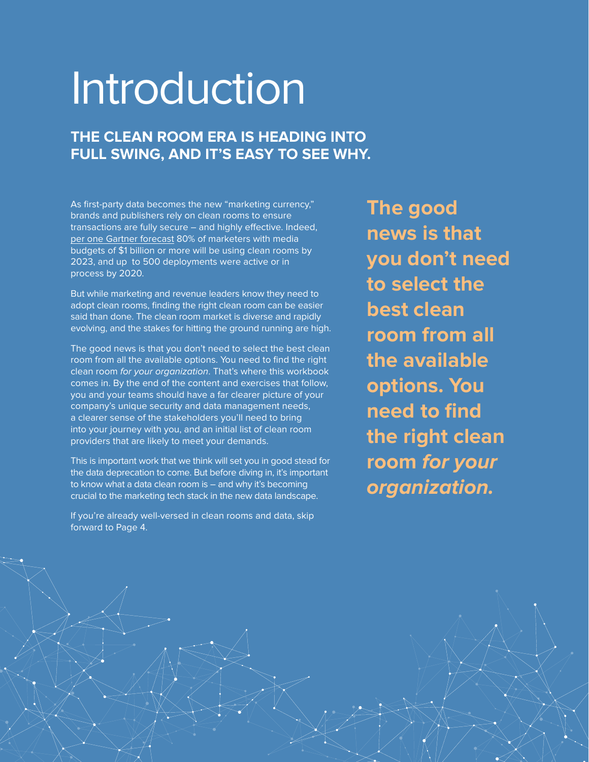# Introduction

## THE CLEAN ROOM ERA IS HEADING INTO FULL SWING, AND IT'S EASY TO SEE WHY.

As first-party data becomes the new "marketing currency," brands and publishers rely on clean rooms to ensure transactions are fully secure – and highly effective. Indeed, per one Gartner forecast 80% of marketers with media budgets of $1 billion or more will be using clean rooms by 2023, and up to 500 deployments were active or in process by 2020.

But while marketing and revenue leaders know they need to adopt clean rooms, finding the right clean room can be easier said than done. The clean room market is diverse and rapidly evolving, and the stakes for hitting the ground running are high.

The good news is that you don't need to select the best clean room from all the available options. You need to find the right clean room *for your organization*. That's where this workbook comes in. By the end of the content and exercises that follow, you and your teams should have a far clearer picture of your company's unique security and data management needs, a clearer sense of the stakeholders you'll need to bring into your journey with you, and an initial list of clean room providers that are likely to meet your demands.

This is important work that we think will set you in good stead for the data deprecation to come. But before diving in, it's important to know what a data clean room is – and why it's becoming crucial to the marketing tech stack in the new data landscape.

If you're already well-versed in clean rooms and data, skip forward to Page 4.

**The good news is that you don't need to select the best clean room from all the available options. You need to find the right clean room *for your organization.***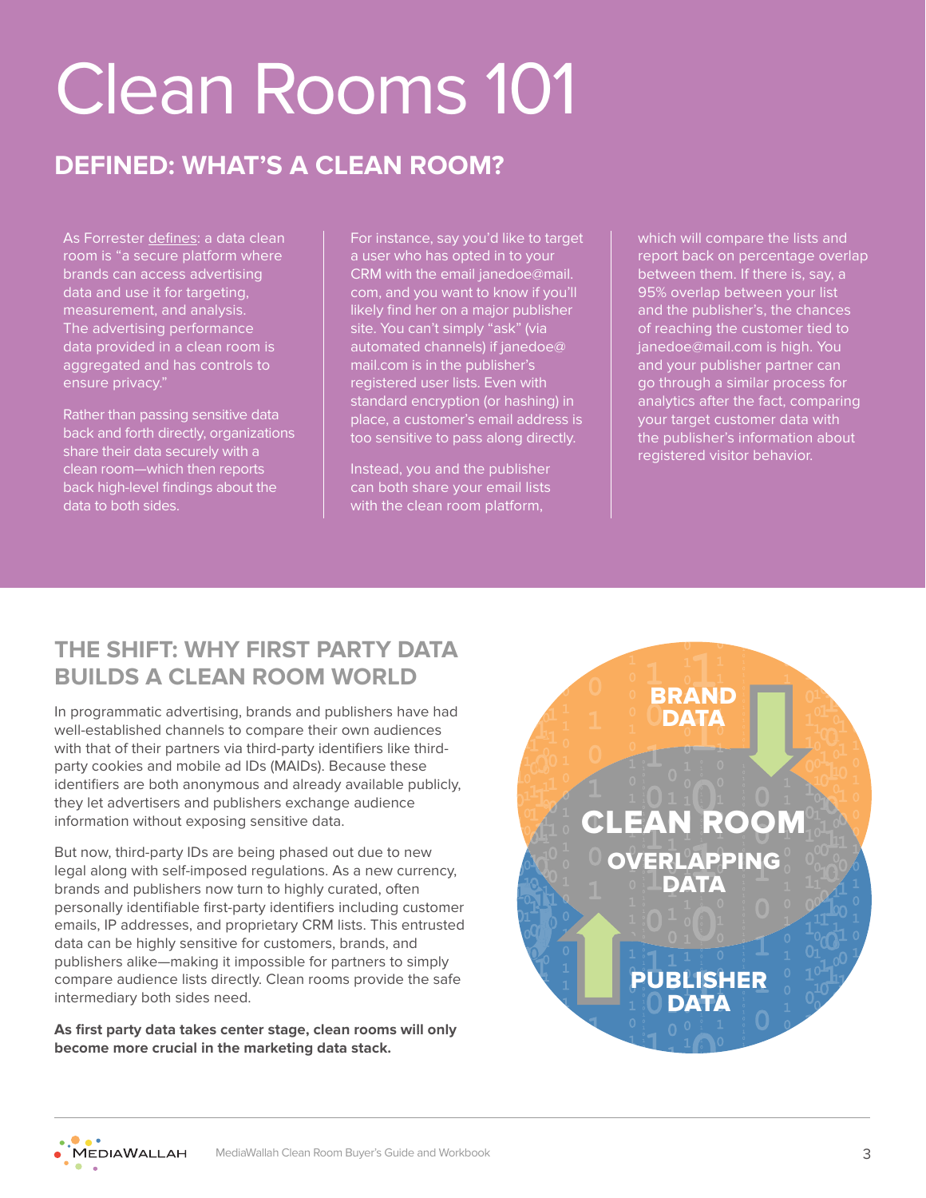# Clean Rooms 101

## DEFINED: WHAT'S A CLEAN ROOM?

As Forrester defines: a data clean room is "a secure platform where brands can access advertising data and use it for targeting, measurement, and analysis. The advertising performance data provided in a clean room is aggregated and has controls to ensure privacy."

Rather than passing sensitive data back and forth directly, organizations share their data securely with a clean room—which then reports back high-level findings about the data to both sides.

For instance, say you'd like to target a user who has opted in to your CRM with the email janedoe@mail.com, and you want to know if you'll likely find her on a major publisher site. You can't simply "ask" (via automated channels) if janedoe@mail.com is in the publisher's registered user lists. Even with standard encryption (or hashing) in place, a customer's email address is too sensitive to pass along directly.

Instead, you and the publisher can both share your email lists with the clean room platform, which will compare the lists and report back on percentage overlap between them. If there is, say, a 95% overlap between your list and the publisher's, the chances of reaching the customer tied to janedoe@mail.com is high. You and your publisher partner can go through a similar process for analytics after the fact, comparing your target customer data with the publisher's information about registered visitor behavior.

## THE SHIFT: WHY FIRST PARTY DATA BUILDS A CLEAN ROOM WORLD

In programmatic advertising, brands and publishers have had well-established channels to compare their own audiences with that of their partners via third-party identifiers like third-party cookies and mobile ad IDs (MAIDs). Because these identifiers are both anonymous and already available publicly, they let advertisers and publishers exchange audience information without exposing sensitive data.

But now, third-party IDs are being phased out due to new legal along with self-imposed regulations. As a new currency, brands and publishers now turn to highly curated, often personally identifiable first-party identifiers including customer emails, IP addresses, and proprietary CRM lists. This entrusted data can be highly sensitive for customers, brands, and publishers alike—making it impossible for partners to simply compare audience lists directly. Clean rooms provide the safe intermediary both sides need.

**As first party data takes center stage, clean rooms will only become more crucial in the marketing data stack.**

BRAND DATA

CLEAN ROOM
OVERLAPPING DATA

PUBLISHER DATA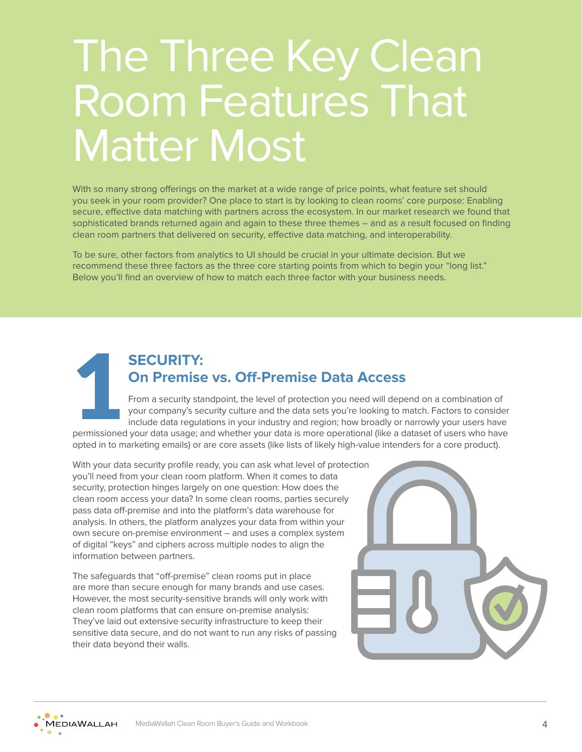# The Three Key Clean Room Features That Matter Most

With so many strong offerings on the market at a wide range of price points, what feature set should you seek in your room provider? One place to start is by looking to clean rooms' core purpose: Enabling secure, effective data matching with partners across the ecosystem. In our market research we found that sophisticated brands returned again and again to these three themes – and as a result focused on finding clean room partners that delivered on security, effective data matching, and interoperability.

To be sure, other factors from analytics to UI should be crucial in your ultimate decision. But we recommend these three factors as the three core starting points from which to begin your "long list." Below you'll find an overview of how to match each three factor with your business needs.

## 1 SECURITY: On Premise vs. Off-Premise Data Access

From a security standpoint, the level of protection you need will depend on a combination of your company's security culture and the data sets you're looking to match. Factors to consider include data regulations in your industry and region; how broadly or narrowly your users have permissioned your data usage; and whether your data is more operational (like a dataset of users who have opted in to marketing emails) or are core assets (like lists of likely high-value intenders for a core product).

With your data security profile ready, you can ask what level of protection you'll need from your clean room platform. When it comes to data security, protection hinges largely on one question: How does the clean room access your data? In some clean rooms, parties securely pass data off-premise and into the platform's data warehouse for analysis. In others, the platform analyzes your data from within your own secure on-premise environment – and uses a complex system of digital "keys" and ciphers across multiple nodes to align the information between partners.

The safeguards that "off-premise" clean rooms put in place are more than secure enough for many brands and use cases. However, the most security-sensitive brands will only work with clean room platforms that can ensure on-premise analysis: They've laid out extensive security infrastructure to keep their sensitive data secure, and do not want to run any risks of passing their data beyond their walls.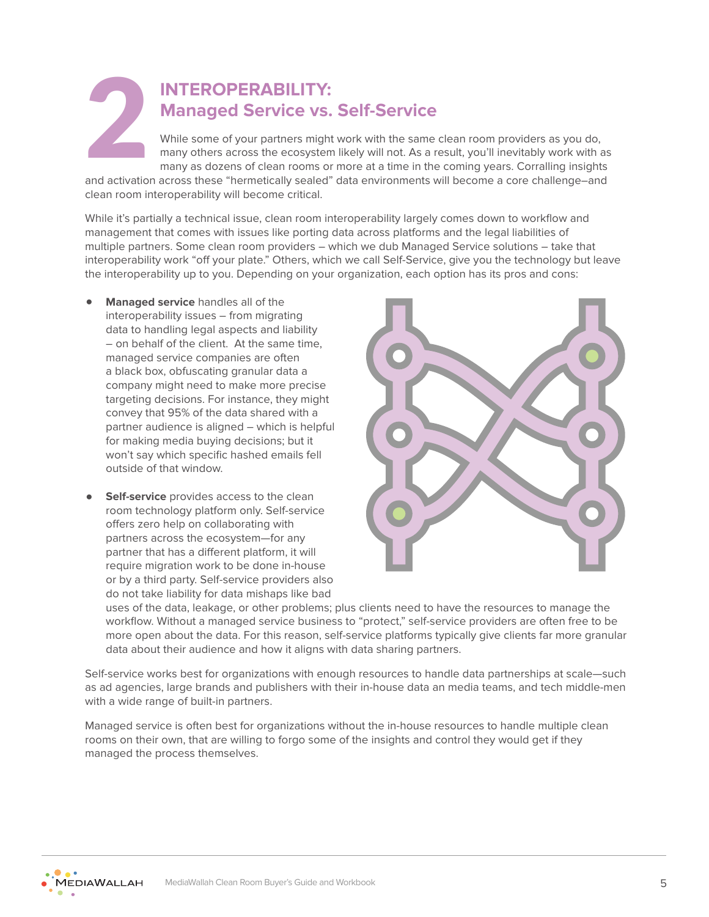# 2 INTEROPERABILITY: Managed Service vs. Self-Service

While some of your partners might work with the same clean room providers as you do, many others across the ecosystem likely will not. As a result, you'll inevitably work with as many as dozens of clean rooms or more at a time in the coming years. Corralling insights and activation across these "hermetically sealed" data environments will become a core challenge–and clean room interoperability will become critical.

While it's partially a technical issue, clean room interoperability largely comes down to workflow and management that comes with issues like porting data across platforms and the legal liabilities of multiple partners. Some clean room providers – which we dub Managed Service solutions – take that interoperability work "off your plate." Others, which we call Self-Service, give you the technology but leave the interoperability up to you. Depending on your organization, each option has its pros and cons:

- **Managed service** handles all of the interoperability issues – from migrating data to handling legal aspects and liability – on behalf of the client. At the same time, managed service companies are often a black box, obfuscating granular data a company might need to make more precise targeting decisions. For instance, they might convey that 95% of the data shared with a partner audience is aligned – which is helpful for making media buying decisions; but it won't say which specific hashed emails fell outside of that window.

- **Self-service** provides access to the clean room technology platform only. Self-service offers zero help on collaborating with partners across the ecosystem—for any partner that has a different platform, it will require migration work to be done in-house or by a third party. Self-service providers also do not take liability for data mishaps like bad uses of the data, leakage, or other problems; plus clients need to have the resources to manage the workflow. Without a managed service business to "protect," self-service providers are often free to be more open about the data. For this reason, self-service platforms typically give clients far more granular data about their audience and how it aligns with data sharing partners.

Self-service works best for organizations with enough resources to handle data partnerships at scale—such as ad agencies, large brands and publishers with their in-house data an media teams, and tech middle-men with a wide range of built-in partners.

Managed service is often best for organizations without the in-house resources to handle multiple clean rooms on their own, that are willing to forgo some of the insights and control they would get if they managed the process themselves.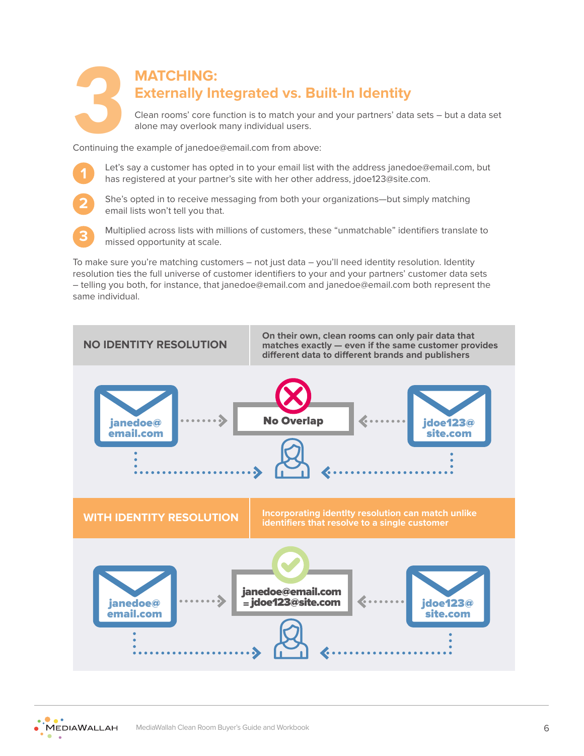# 3 MATCHING: Externally Integrated vs. Built-In Identity

Clean rooms' core function is to match your and your partners' data sets – but a data set alone may overlook many individual users.

Continuing the example of janedoe@email.com from above:

1. Let's say a customer has opted in to your email list with the address janedoe@email.com, but has registered at your partner's site with her other address, jdoe123@site.com.
2. She's opted in to receive messaging from both your organizations—but simply matching email lists won't tell you that.
3. Multiplied across lists with millions of customers, these "unmatchable" identifiers translate to missed opportunity at scale.

To make sure you're matching customers – not just data – you'll need identity resolution. Identity resolution ties the full universe of customer identifiers to your and your partners' customer data sets – telling you both, for instance, that janedoe@email.com and janedoe@email.com both represent the same individual.

**NO IDENTITY RESOLUTION**

**On their own, clean rooms can only pair data that matches exactly — even if the same customer provides different data to different brands and publishers**

janedoe@email.com → **No Overlap** ← jdoe123@site.com

**WITH IDENTITY RESOLUTION**

**Incorporating identlty resolution can match unlike identifiers that resolve to a single customer**

janedoe@email.com → **janedoe@email.com = jdoe123@site.com** ← jdoe123@site.com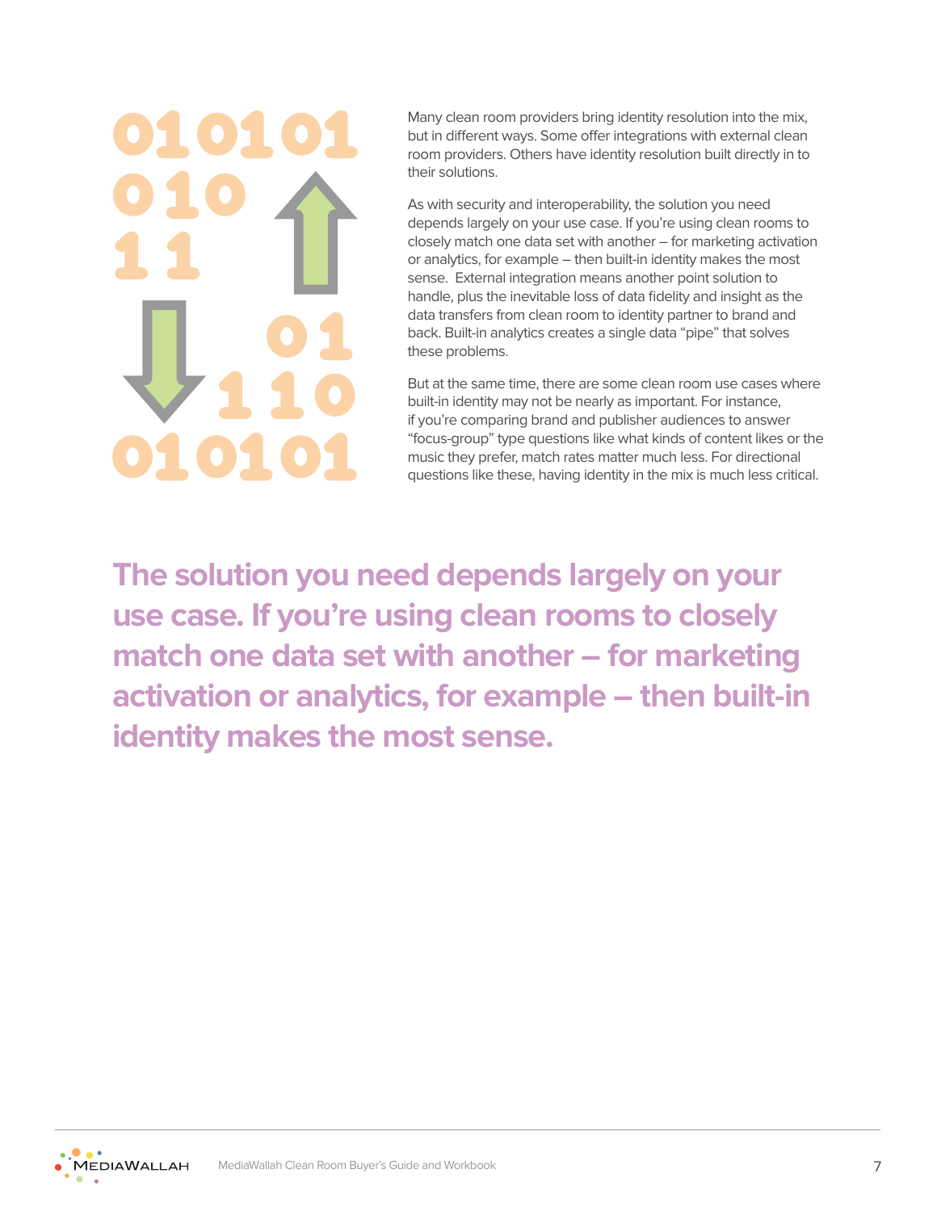Many clean room providers bring identity resolution into the mix, but in different ways. Some offer integrations with external clean room providers. Others have identity resolution built directly in to their solutions.

As with security and interoperability, the solution you need depends largely on your use case. If you're using clean rooms to closely match one data set with another – for marketing activation or analytics, for example – then built-in identity makes the most sense. External integration means another point solution to handle, plus the inevitable loss of data fidelity and insight as the data transfers from clean room to identity partner to brand and back. Built-in analytics creates a single data "pipe" that solves these problems.

But at the same time, there are some clean room use cases where built-in identity may not be nearly as important. For instance, if you're comparing brand and publisher audiences to answer "focus-group" type questions like what kinds of content likes or the music they prefer, match rates matter much less. For directional questions like these, having identity in the mix is much less critical.

**The solution you need depends largely on your use case. If you're using clean rooms to closely match one data set with another – for marketing activation or analytics, for example – then built-in identity makes the most sense.**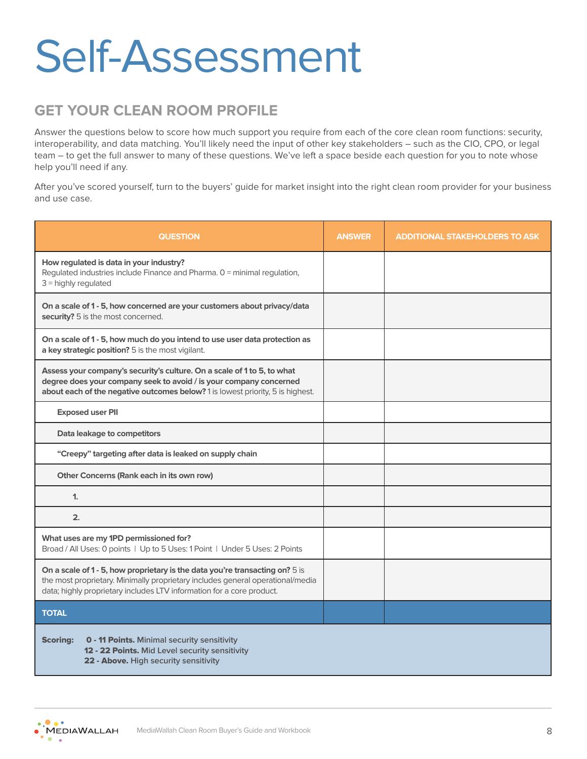# Self-Assessment

## GET YOUR CLEAN ROOM PROFILE

Answer the questions below to score how much support you require from each of the core clean room functions: security, interoperability, and data matching. You'll likely need the input of other key stakeholders – such as the CIO, CPO, or legal team – to get the full answer to many of these questions. We've left a space beside each question for you to note whose help you'll need if any.

After you've scored yourself, turn to the buyers' guide for market insight into the right clean room provider for your business and use case.

| QUESTION | ANSWER | ADDITIONAL STAKEHOLDERS TO ASK |
|---|---|---|
| **How regulated is data in your industry?** Regulated industries include Finance and Pharma. 0 = minimal regulation, 3 = highly regulated | | |
| **On a scale of 1 - 5, how concerned are your customers about privacy/data security?** 5 is the most concerned. | | |
| **On a scale of 1 - 5, how much do you intend to use user data protection as a key strategic position?** 5 is the most vigilant. | | |
| **Assess your company's security's culture. On a scale of 1 to 5, to what degree does your company seek to avoid / is your company concerned about each of the negative outcomes below?** 1 is lowest priority, 5 is highest. | | |
| **Exposed user PII** | | |
| **Data leakage to competitors** | | |
| **"Creepy" targeting after data is leaked on supply chain** | | |
| **Other Concerns (Rank each in its own row)** | | |
| **1.** | | |
| **2.** | | |
| **What uses are my 1PD permissioned for?** Broad / All Uses: 0 points \| Up to 5 Uses: 1 Point \| Under 5 Uses: 2 Points | | |
| **On a scale of 1 - 5, how proprietary is the data you're transacting on?** 5 is the most proprietary. Minimally proprietary includes general operational/media data; highly proprietary includes LTV information for a core product. | | |
| **TOTAL** | | |

**Scoring:** **0 - 11 Points.** Minimal security sensitivity
**12 - 22 Points.** Mid Level security sensitivity
**22 - Above.** High security sensitivity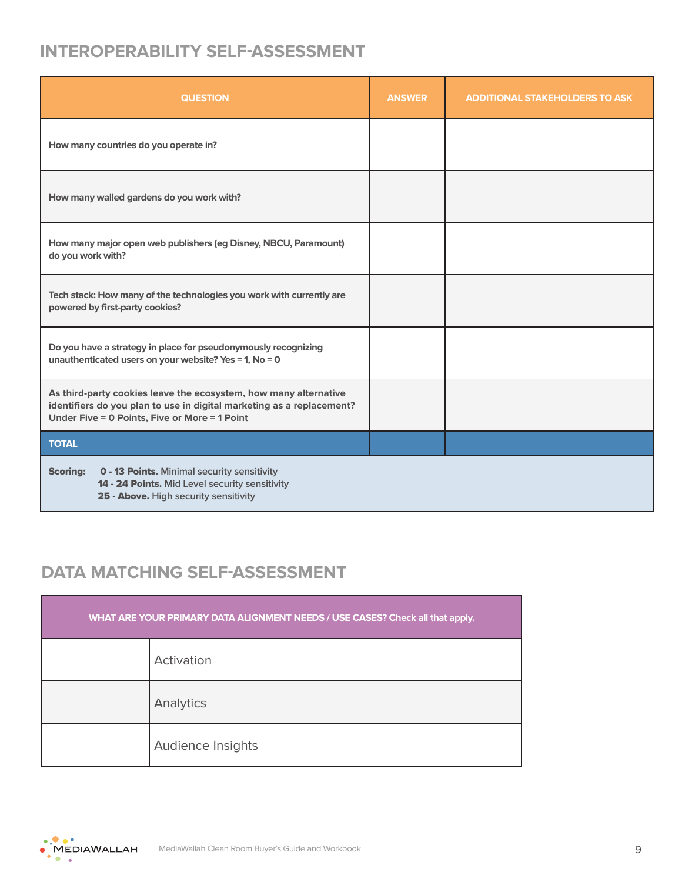## INTEROPERABILITY SELF-ASSESSMENT

| QUESTION | ANSWER | ADDITIONAL STAKEHOLDERS TO ASK |
|---|---|---|
| How many countries do you operate in? | | |
| How many walled gardens do you work with? | | |
| How many major open web publishers (eg Disney, NBCU, Paramount) do you work with? | | |
| Tech stack: How many of the technologies you work with currently are powered by first-party cookies? | | |
| Do you have a strategy in place for pseudonymously recognizing unauthenticated users on your website? Yes = 1, No = 0 | | |
| As third-party cookies leave the ecosystem, how many alternative identifiers do you plan to use in digital marketing as a replacement? Under Five = 0 Points, Five or More = 1 Point | | |
| **TOTAL** | | |

**Scoring:**
**0 - 13 Points.** Minimal security sensitivity
**14 - 24 Points.** Mid Level security sensitivity
**25 - Above.** High security sensitivity

## DATA MATCHING SELF-ASSESSMENT

| WHAT ARE YOUR PRIMARY DATA ALIGNMENT NEEDS / USE CASES? Check all that apply. | |
|---|---|
| | Activation |
| | Analytics |
| | Audience Insights |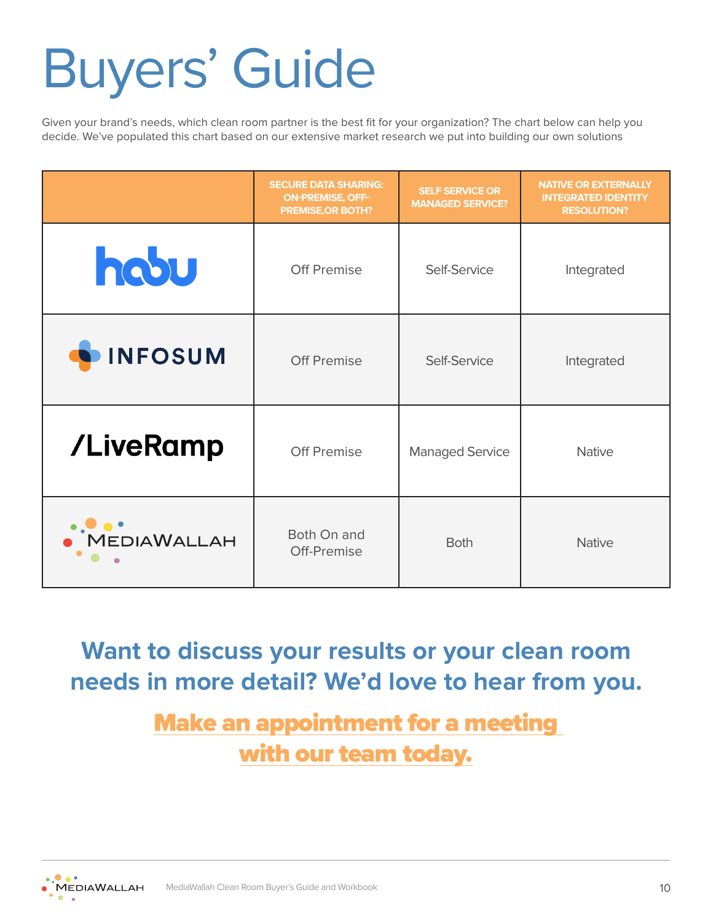# Buyers' Guide

Given your brand's needs, which clean room partner is the best fit for your organization? The chart below can help you decide. We've populated this chart based on our extensive market research we put into building our own solutions

| | SECURE DATA SHARING: ON-PREMISE, OFF-PREMISE,OR BOTH? | SELF SERVICE OR MANAGED SERVICE? | NATIVE OR EXTERNALLY INTEGRATED IDENTITY RESOLUTION? |
|---|---|---|---|
| habu | Off Premise | Self-Service | Integrated |
| INFOSUM | Off Premise | Self-Service | Integrated |
| /LiveRamp | Off Premise | Managed Service | Native |
| MEDIAWALLAH | Both On and Off-Premise | Both | Native |

## Want to discuss your results or your clean room needs in more detail? We'd love to hear from you.

**Make an appointment for a meeting with our team today.**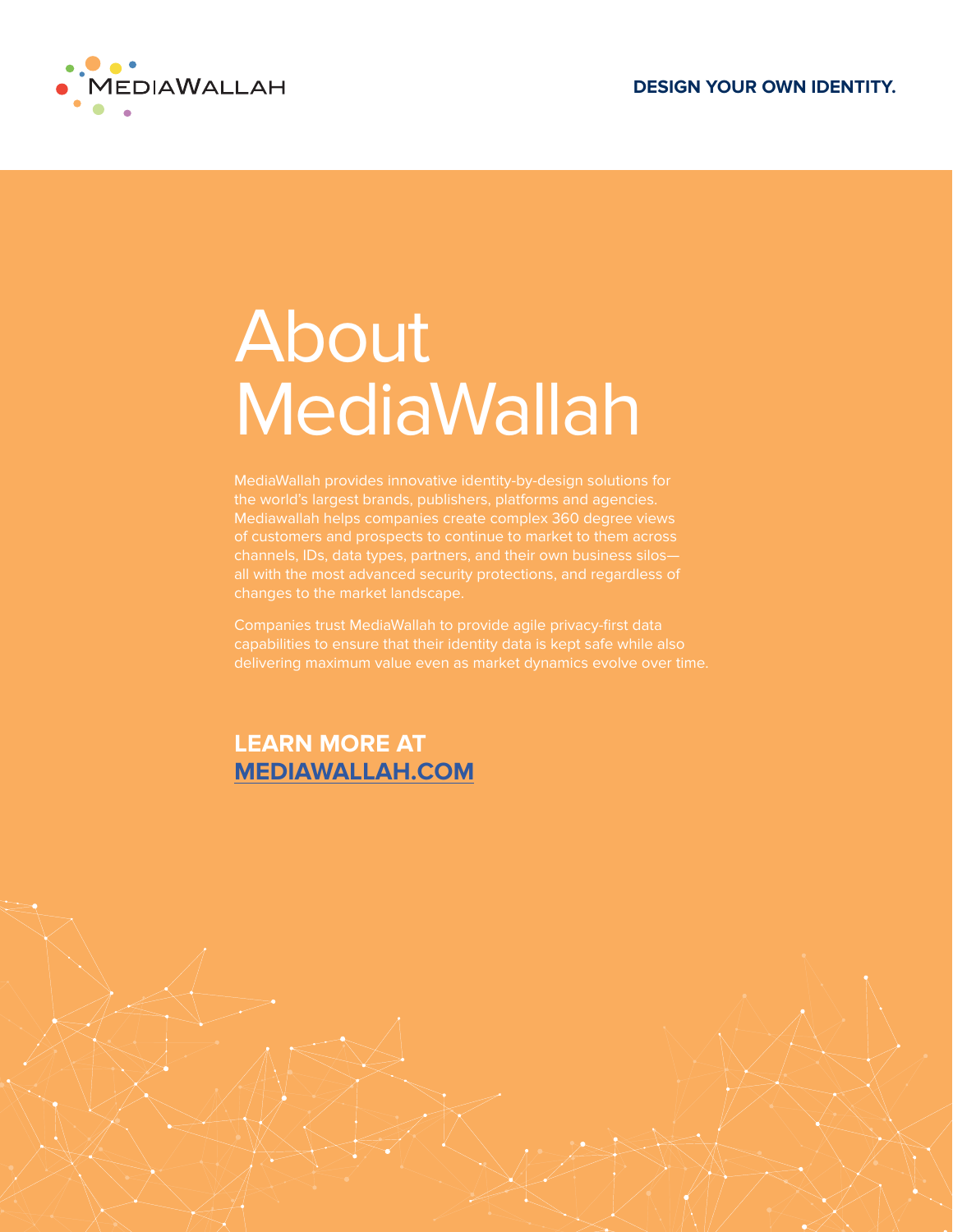MEDIAWALLAH

**DESIGN YOUR OWN IDENTITY.**

# About MediaWallah

MediaWallah provides innovative identity-by-design solutions for the world's largest brands, publishers, platforms and agencies. Mediawallah helps companies create complex 360 degree views of customers and prospects to continue to market to them across channels, IDs, data types, partners, and their own business silos—all with the most advanced security protections, and regardless of changes to the market landscape.

Companies trust MediaWallah to provide agile privacy-first data capabilities to ensure that their identity data is kept safe while also delivering maximum value even as market dynamics evolve over time.

**LEARN MORE AT MEDIAWALLAH.COM**